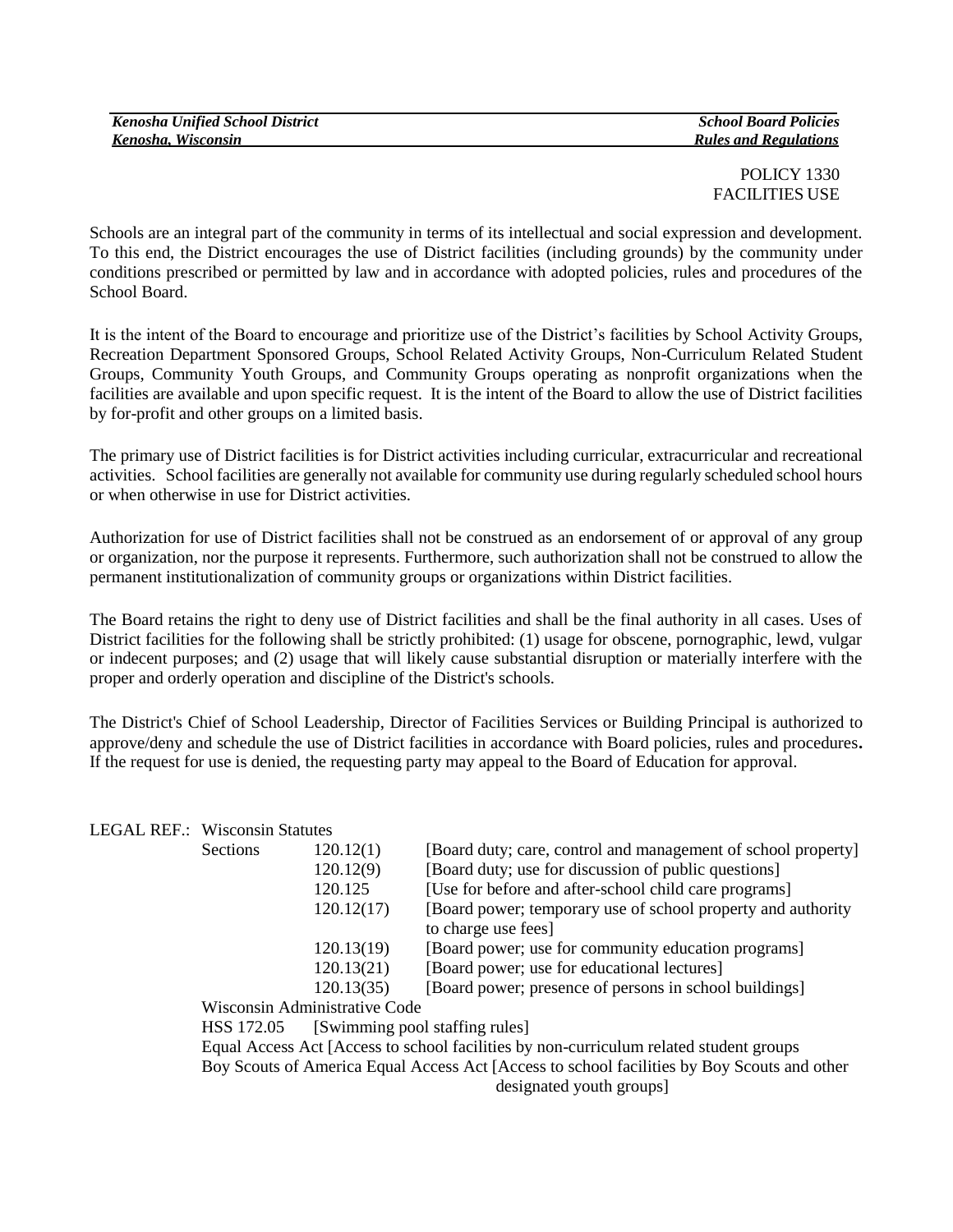*Kenosha Unified School District* | *School Board Policies*
*Kenosha, Wisconsin* | *Rules and Regulations*

POLICY 1330
FACILITIES USE

Schools are an integral part of the community in terms of its intellectual and social expression and development. To this end, the District encourages the use of District facilities (including grounds) by the community under conditions prescribed or permitted by law and in accordance with adopted policies, rules and procedures of the School Board.

It is the intent of the Board to encourage and prioritize use of the District's facilities by School Activity Groups, Recreation Department Sponsored Groups, School Related Activity Groups, Non-Curriculum Related Student Groups, Community Youth Groups, and Community Groups operating as nonprofit organizations when the facilities are available and upon specific request. It is the intent of the Board to allow the use of District facilities by for-profit and other groups on a limited basis.

The primary use of District facilities is for District activities including curricular, extracurricular and recreational activities. School facilities are generally not available for community use during regularly scheduled school hours or when otherwise in use for District activities.

Authorization for use of District facilities shall not be construed as an endorsement of or approval of any group or organization, nor the purpose it represents. Furthermore, such authorization shall not be construed to allow the permanent institutionalization of community groups or organizations within District facilities.

The Board retains the right to deny use of District facilities and shall be the final authority in all cases. Uses of District facilities for the following shall be strictly prohibited: (1) usage for obscene, pornographic, lewd, vulgar or indecent purposes; and (2) usage that will likely cause substantial disruption or materially interfere with the proper and orderly operation and discipline of the District's schools.

The District's Chief of School Leadership, Director of Facilities Services or Building Principal is authorized to approve/deny and schedule the use of District facilities in accordance with Board policies, rules and procedures**.** If the request for use is denied, the requesting party may appeal to the Board of Education for approval.

LEGAL REF.: Wisconsin Statutes

| Sections | | |
|---|---|---|
| | 120.12(1) | [Board duty; care, control and management of school property] |
| | 120.12(9) | [Board duty; use for discussion of public questions] |
| | 120.125 | [Use for before and after-school child care programs] |
| | 120.12(17) | [Board power; temporary use of school property and authority to charge use fees] |
| | 120.13(19) | [Board power; use for community education programs] |
| | 120.13(21) | [Board power; use for educational lectures] |
| | 120.13(35) | [Board power; presence of persons in school buildings] |

Wisconsin Administrative Code

HSS 172.05 [Swimming pool staffing rules]

Equal Access Act [Access to school facilities by non-curriculum related student groups

Boy Scouts of America Equal Access Act [Access to school facilities by Boy Scouts and other designated youth groups]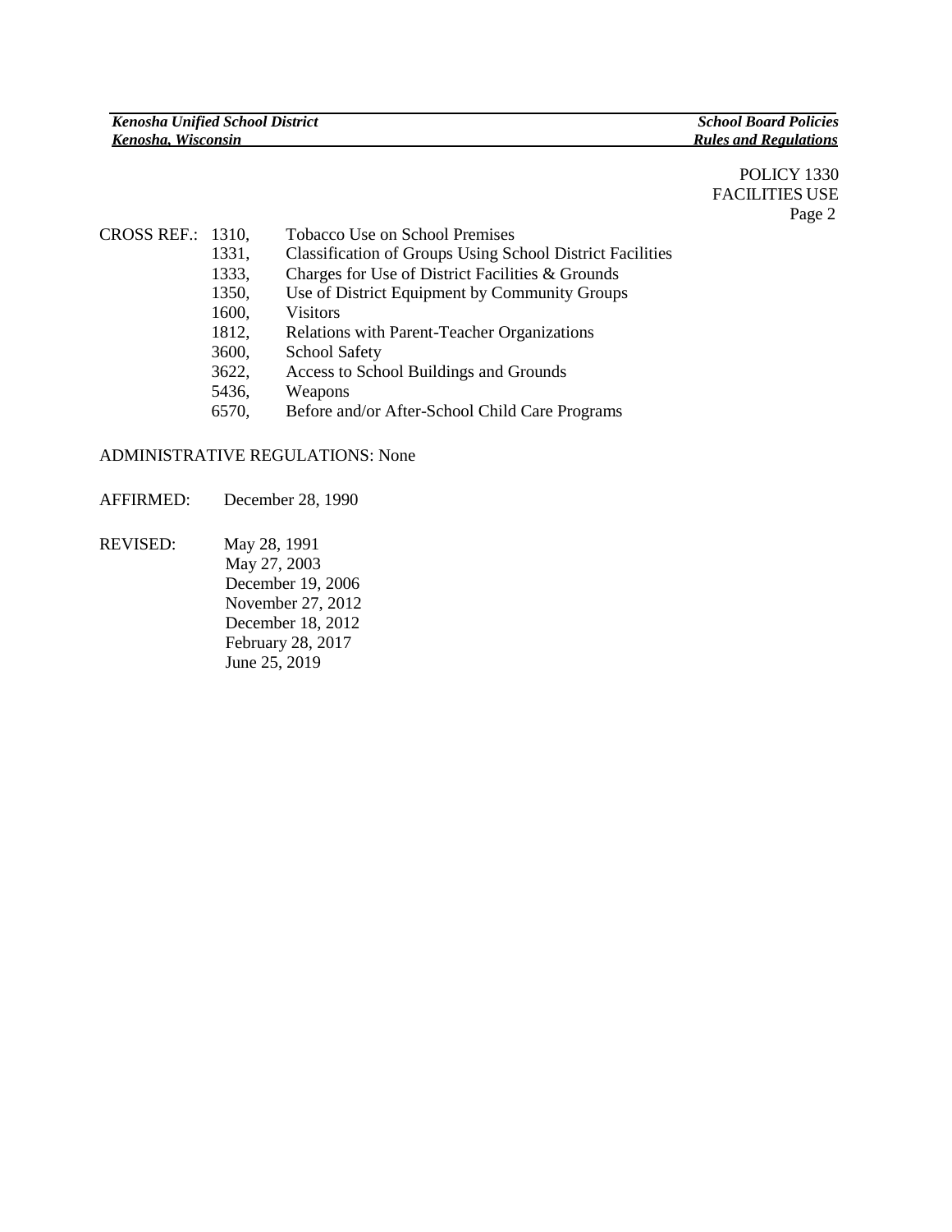CROSS REF.: 

| | |
|---|---|
| 1310, | Tobacco Use on School Premises |
| 1331, | Classification of Groups Using School District Facilities |
| 1333, | Charges for Use of District Facilities & Grounds |
| 1350, | Use of District Equipment by Community Groups |
| 1600, | Visitors |
| 1812, | Relations with Parent-Teacher Organizations |
| 3600, | School Safety |
| 3622, | Access to School Buildings and Grounds |
| 5436, | Weapons |
| 6570, | Before and/or After-School Child Care Programs |

ADMINISTRATIVE REGULATIONS: None

AFFIRMED: December 28, 1990

REVISED:
May 28, 1991
May 27, 2003
December 19, 2006
November 27, 2012
December 18, 2012
February 28, 2017
June 25, 2019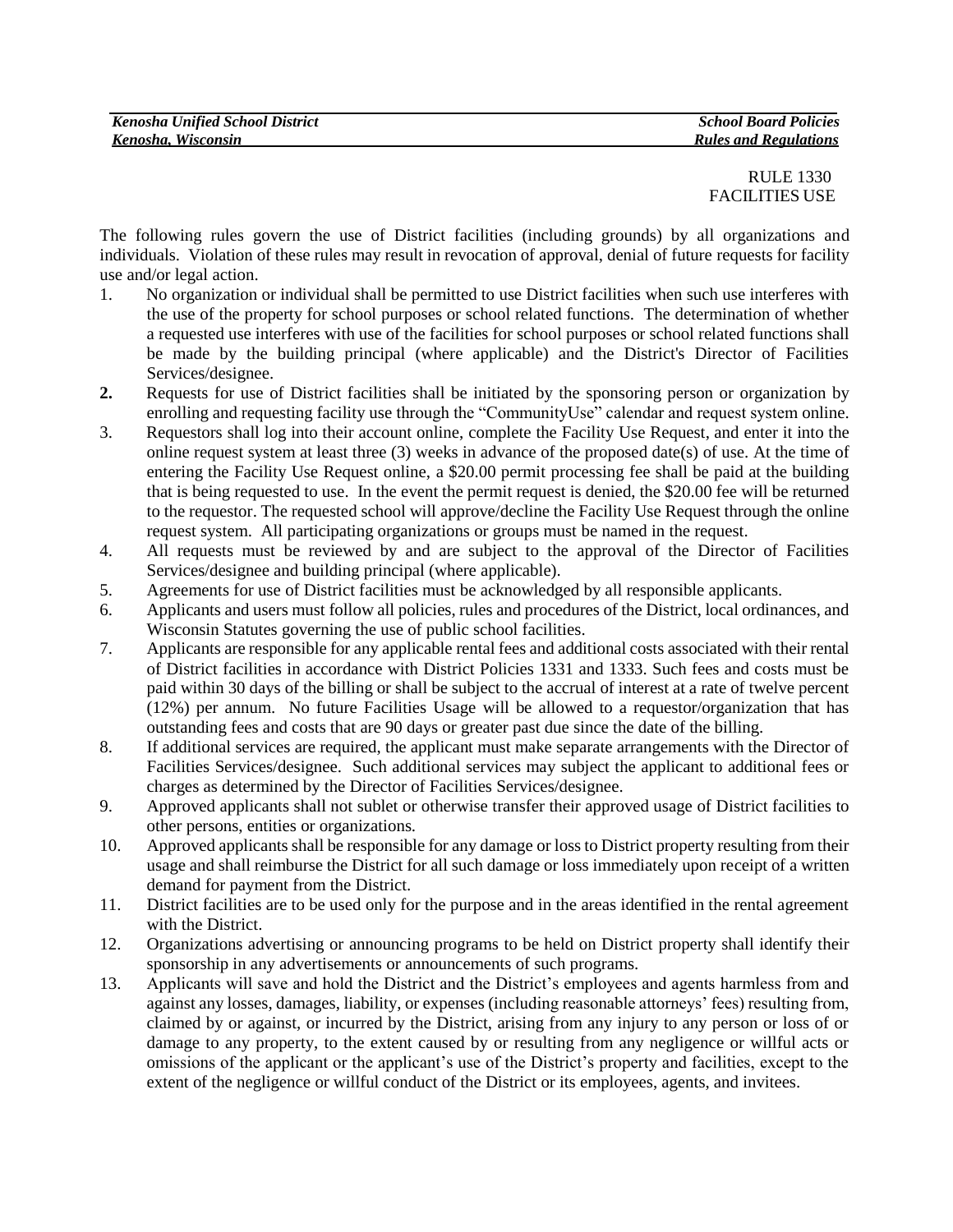RULE 1330
FACILITIES USE

The following rules govern the use of District facilities (including grounds) by all organizations and individuals. Violation of these rules may result in revocation of approval, denial of future requests for facility use and/or legal action.

1. No organization or individual shall be permitted to use District facilities when such use interferes with the use of the property for school purposes or school related functions. The determination of whether a requested use interferes with use of the facilities for school purposes or school related functions shall be made by the building principal (where applicable) and the District's Director of Facilities Services/designee.
2. Requests for use of District facilities shall be initiated by the sponsoring person or organization by enrolling and requesting facility use through the "CommunityUse" calendar and request system online.
3. Requestors shall log into their account online, complete the Facility Use Request, and enter it into the online request system at least three (3) weeks in advance of the proposed date(s) of use. At the time of entering the Facility Use Request online, a $20.00 permit processing fee shall be paid at the building that is being requested to use. In the event the permit request is denied, the $20.00 fee will be returned to the requestor. The requested school will approve/decline the Facility Use Request through the online request system. All participating organizations or groups must be named in the request.
4. All requests must be reviewed by and are subject to the approval of the Director of Facilities Services/designee and building principal (where applicable).
5. Agreements for use of District facilities must be acknowledged by all responsible applicants.
6. Applicants and users must follow all policies, rules and procedures of the District, local ordinances, and Wisconsin Statutes governing the use of public school facilities.
7. Applicants are responsible for any applicable rental fees and additional costs associated with their rental of District facilities in accordance with District Policies 1331 and 1333. Such fees and costs must be paid within 30 days of the billing or shall be subject to the accrual of interest at a rate of twelve percent (12%) per annum. No future Facilities Usage will be allowed to a requestor/organization that has outstanding fees and costs that are 90 days or greater past due since the date of the billing.
8. If additional services are required, the applicant must make separate arrangements with the Director of Facilities Services/designee. Such additional services may subject the applicant to additional fees or charges as determined by the Director of Facilities Services/designee.
9. Approved applicants shall not sublet or otherwise transfer their approved usage of District facilities to other persons, entities or organizations.
10. Approved applicants shall be responsible for any damage or loss to District property resulting from their usage and shall reimburse the District for all such damage or loss immediately upon receipt of a written demand for payment from the District.
11. District facilities are to be used only for the purpose and in the areas identified in the rental agreement with the District.
12. Organizations advertising or announcing programs to be held on District property shall identify their sponsorship in any advertisements or announcements of such programs.
13. Applicants will save and hold the District and the District's employees and agents harmless from and against any losses, damages, liability, or expenses (including reasonable attorneys' fees) resulting from, claimed by or against, or incurred by the District, arising from any injury to any person or loss of or damage to any property, to the extent caused by or resulting from any negligence or willful acts or omissions of the applicant or the applicant's use of the District's property and facilities, except to the extent of the negligence or willful conduct of the District or its employees, agents, and invitees.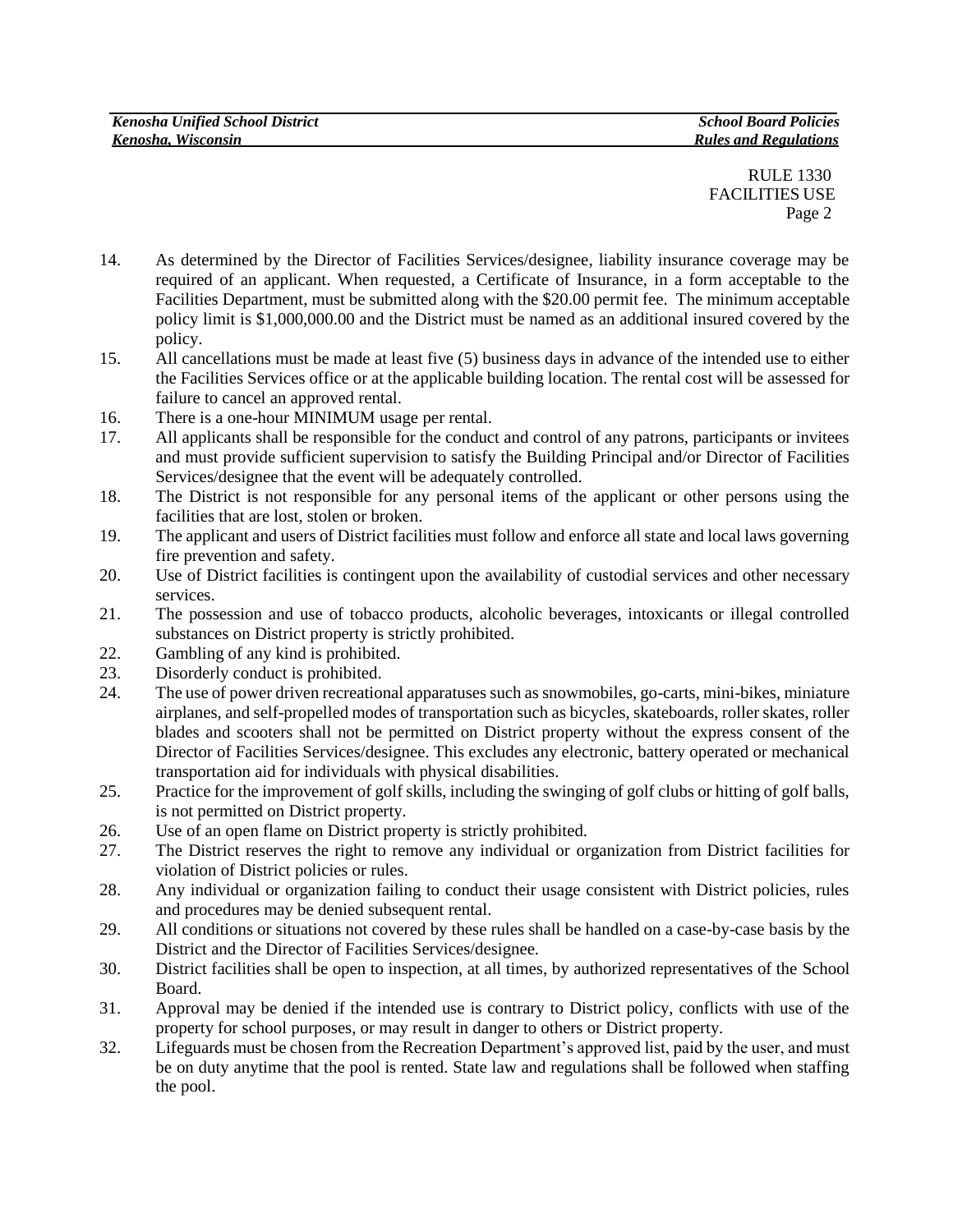RULE 1330
FACILITIES USE

14. As determined by the Director of Facilities Services/designee, liability insurance coverage may be required of an applicant. When requested, a Certificate of Insurance, in a form acceptable to the Facilities Department, must be submitted along with the $20.00 permit fee. The minimum acceptable policy limit is $1,000,000.00 and the District must be named as an additional insured covered by the policy.
15. All cancellations must be made at least five (5) business days in advance of the intended use to either the Facilities Services office or at the applicable building location. The rental cost will be assessed for failure to cancel an approved rental.
16. There is a one-hour MINIMUM usage per rental.
17. All applicants shall be responsible for the conduct and control of any patrons, participants or invitees and must provide sufficient supervision to satisfy the Building Principal and/or Director of Facilities Services/designee that the event will be adequately controlled.
18. The District is not responsible for any personal items of the applicant or other persons using the facilities that are lost, stolen or broken.
19. The applicant and users of District facilities must follow and enforce all state and local laws governing fire prevention and safety.
20. Use of District facilities is contingent upon the availability of custodial services and other necessary services.
21. The possession and use of tobacco products, alcoholic beverages, intoxicants or illegal controlled substances on District property is strictly prohibited.
22. Gambling of any kind is prohibited.
23. Disorderly conduct is prohibited.
24. The use of power driven recreational apparatuses such as snowmobiles, go-carts, mini-bikes, miniature airplanes, and self-propelled modes of transportation such as bicycles, skateboards, roller skates, roller blades and scooters shall not be permitted on District property without the express consent of the Director of Facilities Services/designee. This excludes any electronic, battery operated or mechanical transportation aid for individuals with physical disabilities.
25. Practice for the improvement of golf skills, including the swinging of golf clubs or hitting of golf balls, is not permitted on District property.
26. Use of an open flame on District property is strictly prohibited.
27. The District reserves the right to remove any individual or organization from District facilities for violation of District policies or rules.
28. Any individual or organization failing to conduct their usage consistent with District policies, rules and procedures may be denied subsequent rental.
29. All conditions or situations not covered by these rules shall be handled on a case-by-case basis by the District and the Director of Facilities Services/designee.
30. District facilities shall be open to inspection, at all times, by authorized representatives of the School Board.
31. Approval may be denied if the intended use is contrary to District policy, conflicts with use of the property for school purposes, or may result in danger to others or District property.
32. Lifeguards must be chosen from the Recreation Department's approved list, paid by the user, and must be on duty anytime that the pool is rented. State law and regulations shall be followed when staffing the pool.